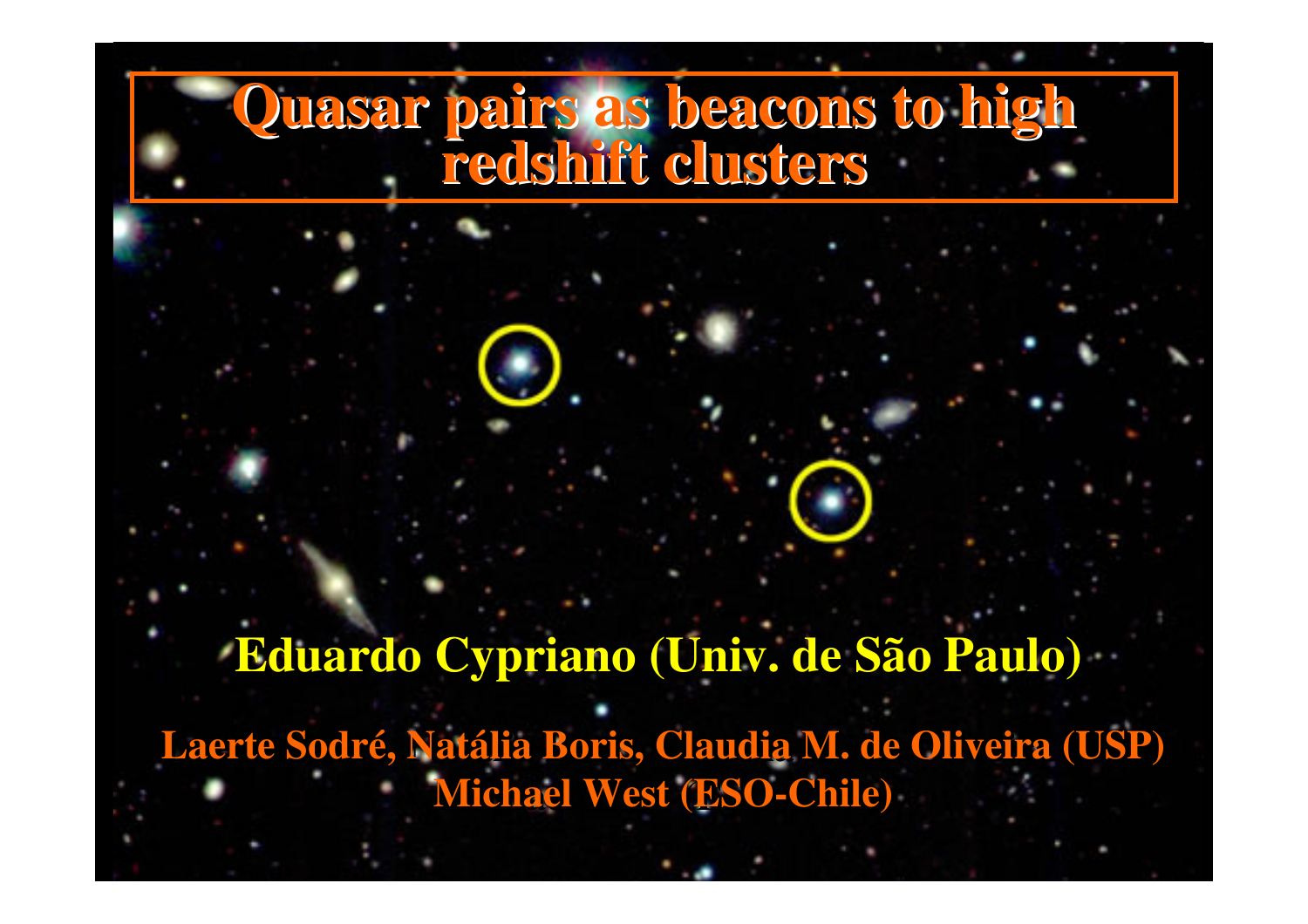# Quasar pairs as beacons to high redshift clusters

**Eduardo Cypriano (Univ. de São Paulo)**

**Laerte Sodré, Natália Boris, Claudia M. de Oliveira (USP)**
**Michael West (ESO-Chile)**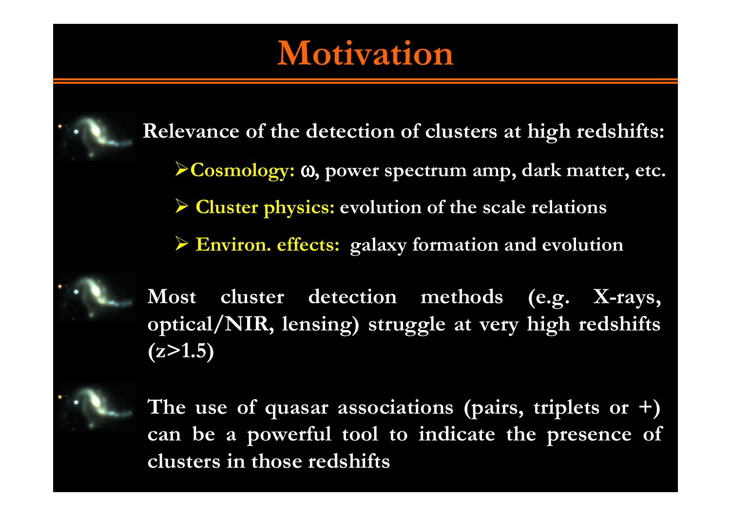# Motivation

- **Relevance of the detection of clusters at high redshifts:**
  - **Cosmology:** $\omega$, power spectrum amp, dark matter, etc.
  - **Cluster physics:** evolution of the scale relations
  - **Environ. effects:** galaxy formation and evolution

- **Most cluster detection methods (e.g. X-rays, optical/NIR, lensing) struggle at very high redshifts ($z>1.5$)**

- **The use of quasar associations (pairs, triplets or +) can be a powerful tool to indicate the presence of clusters in those redshifts**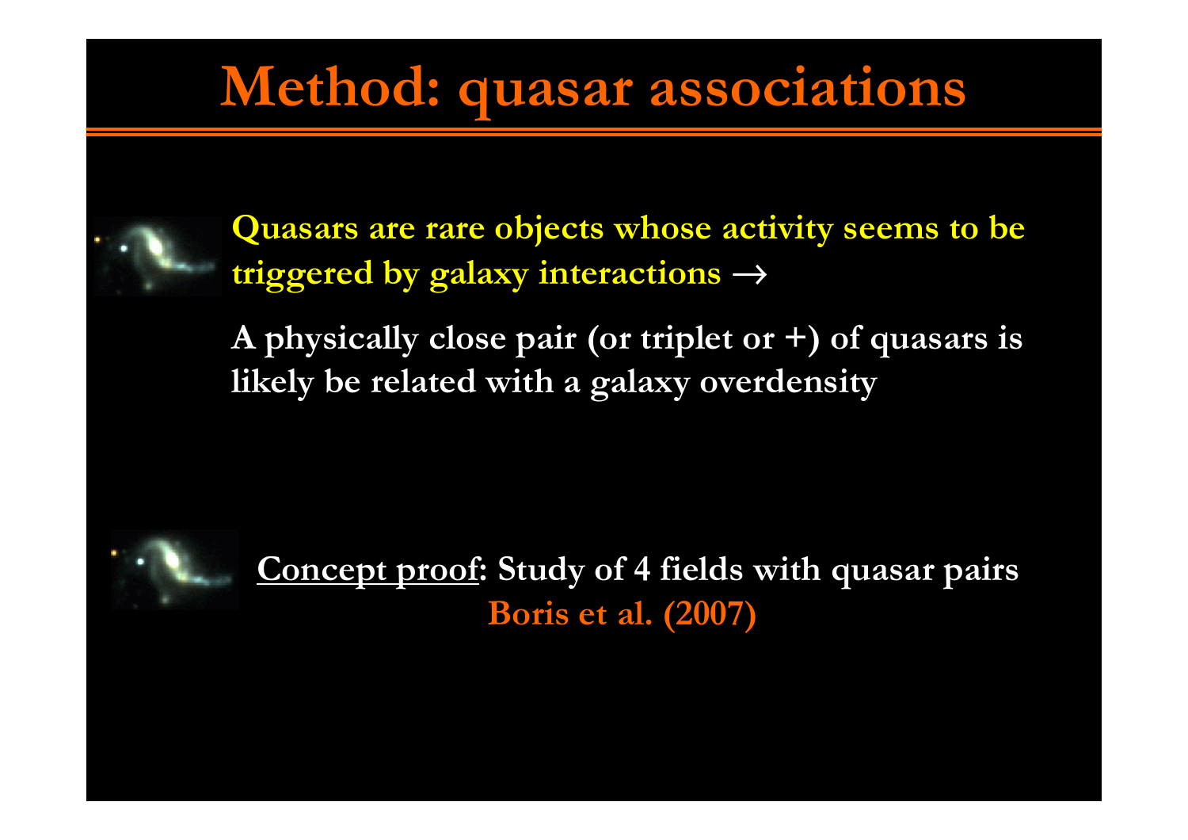# Method: quasar associations

**Quasars are rare objects whose activity seems to be triggered by galaxy interactions →**

**A physically close pair (or triplet or +) of quasars is likely be related with a galaxy overdensity**

**Concept proof: Study of 4 fields with quasar pairs**
**Boris et al. (2007)**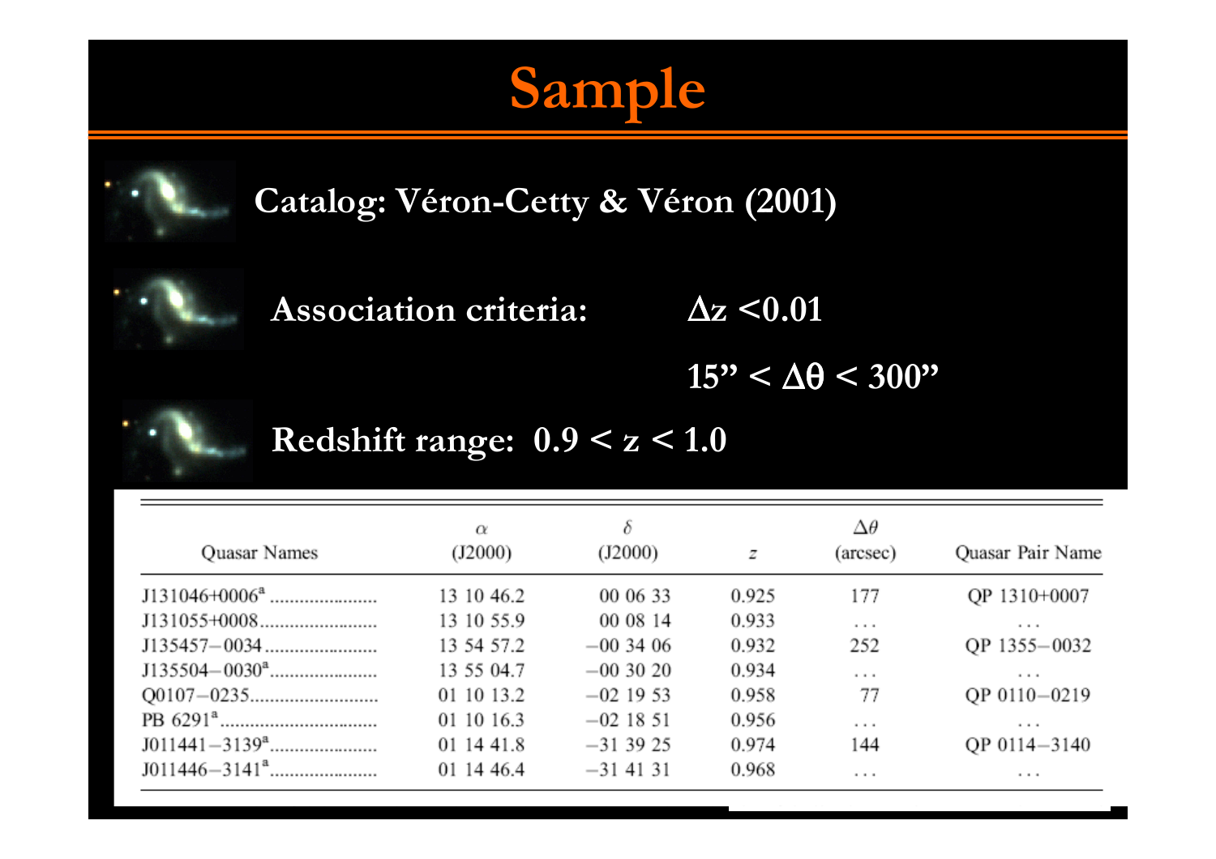# Sample

- **Catalog: Véron-Cetty & Véron (2001)**
- **Association criteria:** $\Delta z < 0.01$, $15'' < \Delta\theta < 300''$
- **Redshift range: $0.9 < z < 1.0$**

| Quasar Names | $\alpha$ (J2000) | $\delta$ (J2000) | $z$ | $\Delta\theta$ (arcsec) | Quasar Pair Name |
|---|---|---|---|---|---|
| J131046+0006[a] ...................... | 13 10 46.2 | 00 06 33 | 0.925 | 177 | QP 1310+0007 |
| J131055+0008........................ | 13 10 55.9 | 00 08 14 | 0.933 | ... | ... |
| J135457−0034....................... | 13 54 57.2 | −00 34 06 | 0.932 | 252 | QP 1355−0032 |
| J135504−0030[a]...................... | 13 55 04.7 | −00 30 20 | 0.934 | ... | ... |
| Q0107−0235.......................... | 01 10 13.2 | −02 19 53 | 0.958 | 77 | QP 0110−0219 |
| PB 6291[a]................................ | 01 10 16.3 | −02 18 51 | 0.956 | ... | ... |
| J011441−3139[a]...................... | 01 14 41.8 | −31 39 25 | 0.974 | 144 | QP 0114−3140 |
| J011446−3141[a]...................... | 01 14 46.4 | −31 41 31 | 0.968 | ... | ... |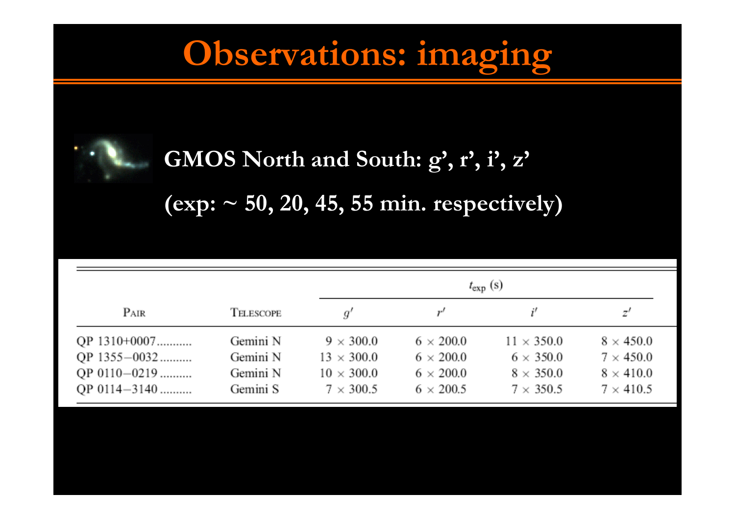# Observations: imaging

**GMOS North and South: g', r', i', z'**

**(exp: ~ 50, 20, 45, 55 min. respectively)**

| Pair | Telescope | $t_{exp}$ (s) | | | |
|---|---|---|---|---|---|
| | | $g'$ | $r'$ | $i'$ | $z'$ |
| QP 1310+0007 | Gemini N | 9 × 300.0 | 6 × 200.0 | 11 × 350.0 | 8 × 450.0 |
| QP 1355−0032 | Gemini N | 13 × 300.0 | 6 × 200.0 | 6 × 350.0 | 7 × 450.0 |
| QP 0110−0219 | Gemini N | 10 × 300.0 | 6 × 200.0 | 8 × 350.0 | 8 × 410.0 |
| QP 0114−3140 | Gemini S | 7 × 300.5 | 6 × 200.5 | 7 × 350.5 | 7 × 410.5 |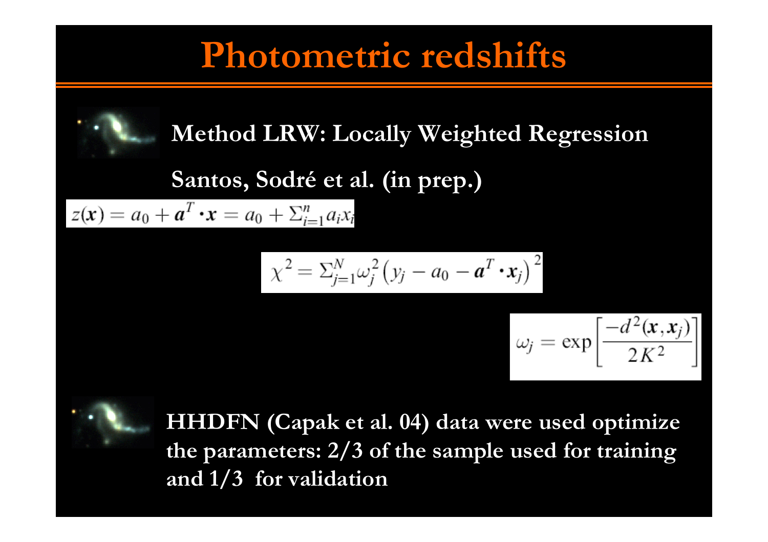# Photometric redshifts

**Method LRW: Locally Weighted Regression**

**Santos, Sodré et al. (in prep.)**

$$z(\boldsymbol{x}) = a_0 + \boldsymbol{a}^T \cdot \boldsymbol{x} = a_0 + \Sigma_{i=1}^{n} a_i x_i$$

$$\chi^2 = \Sigma_{j=1}^{N} \omega_j^2 \left( y_j - a_0 - \boldsymbol{a}^T \cdot \boldsymbol{x}_j \right)^2$$

$$\omega_j = \exp\left[ \frac{-d^2(\boldsymbol{x}, \boldsymbol{x}_j)}{2K^2} \right]$$

**HHDFN (Capak et al. 04) data were used optimize the parameters: 2/3 of the sample used for training and 1/3 for validation**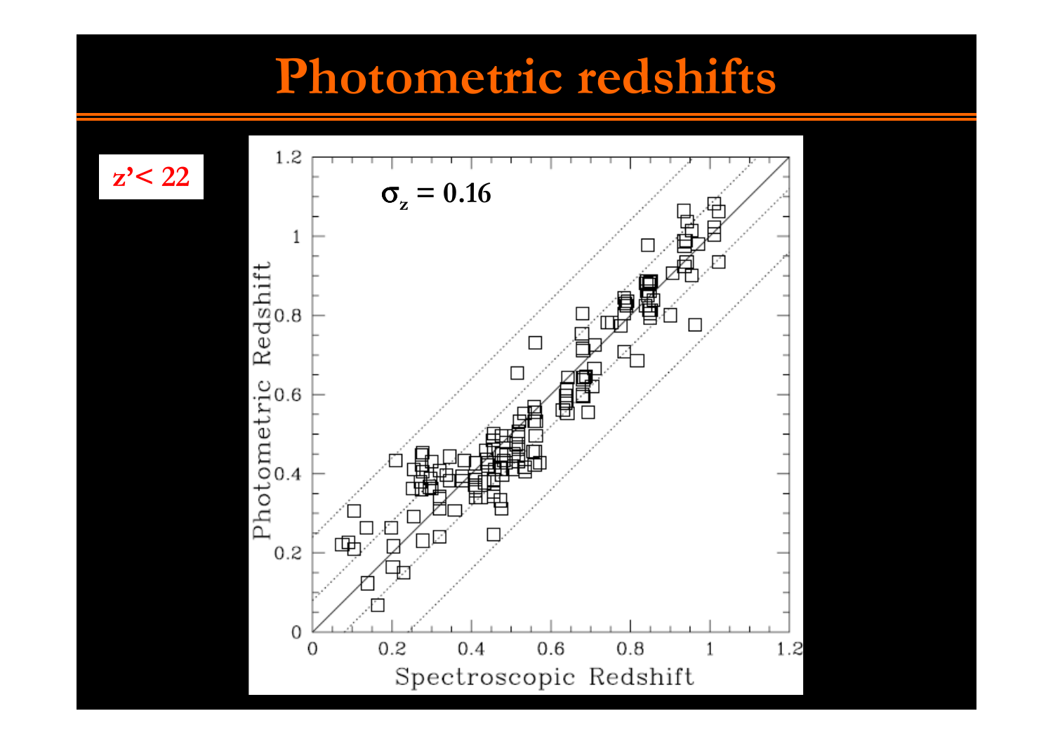# Photometric redshifts

z'< 22

$\sigma_z = 0.16$

Photometric Redshift

Spectroscopic Redshift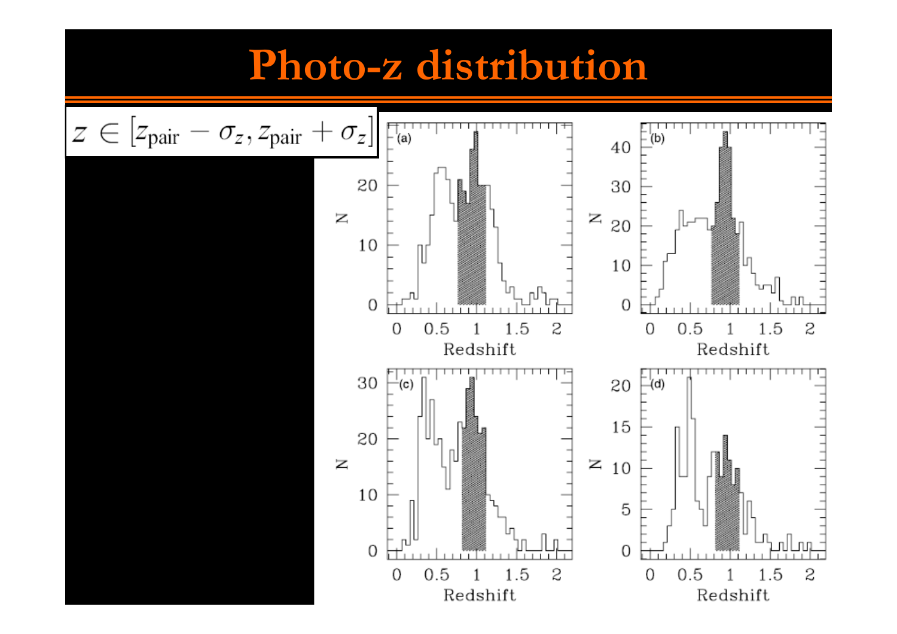# Photo-z distribution

$$z \in [z_{\mathrm{pair}} - \sigma_z, z_{\mathrm{pair}} + \sigma_z]$$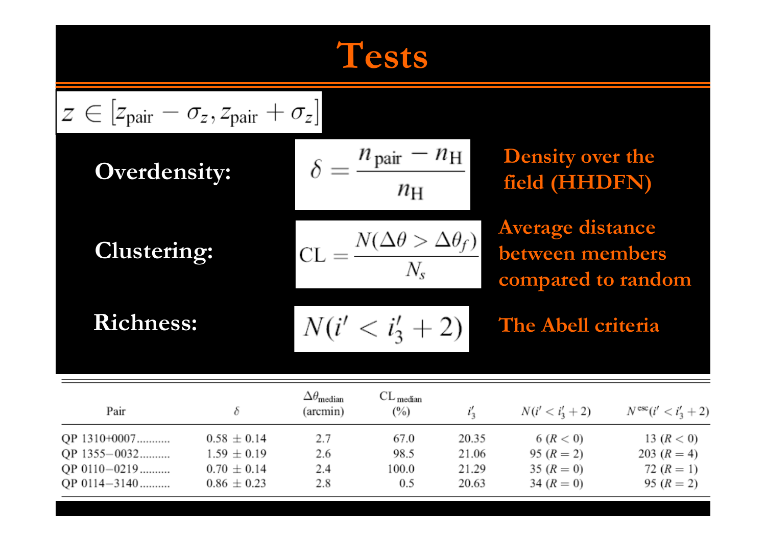# Tests

$$z \in [z_{\rm pair} - \sigma_z, z_{\rm pair} + \sigma_z]$$

**Overdensity:**

$$\delta = \frac{n_{\rm pair} - n_{\rm H}}{n_{\rm H}}$$

Density over the field (HHDFN)

**Clustering:**

$$\mathrm{CL} = \frac{N(\Delta\theta > \Delta\theta_f)}{N_s}$$

Average distance between members compared to random

**Richness:**

$$N(i' < i'_3 + 2)$$

The Abell criteria

| Pair | $\delta$ | $\Delta\theta_{\rm median}$ (arcmin) | $\mathrm{CL}_{\rm median}$ (%) | $i'_3$ | $N(i' < i'_3 + 2)$ | $N^{\rm esc}(i' < i'_3 + 2)$ |
|---|---|---|---|---|---|---|
| QP 1310+0007.......... | $0.58 \pm 0.14$ | 2.7 | 67.0 | 20.35 | 6 ($R < 0$) | 13 ($R < 0$) |
| QP 1355−0032.......... | $1.59 \pm 0.19$ | 2.6 | 98.5 | 21.06 | 95 ($R = 2$) | 203 ($R = 4$) |
| QP 0110−0219.......... | $0.70 \pm 0.14$ | 2.4 | 100.0 | 21.29 | 35 ($R = 0$) | 72 ($R = 1$) |
| QP 0114−3140.......... | $0.86 \pm 0.23$ | 2.8 | 0.5 | 20.63 | 34 ($R = 0$) | 95 ($R = 2$) |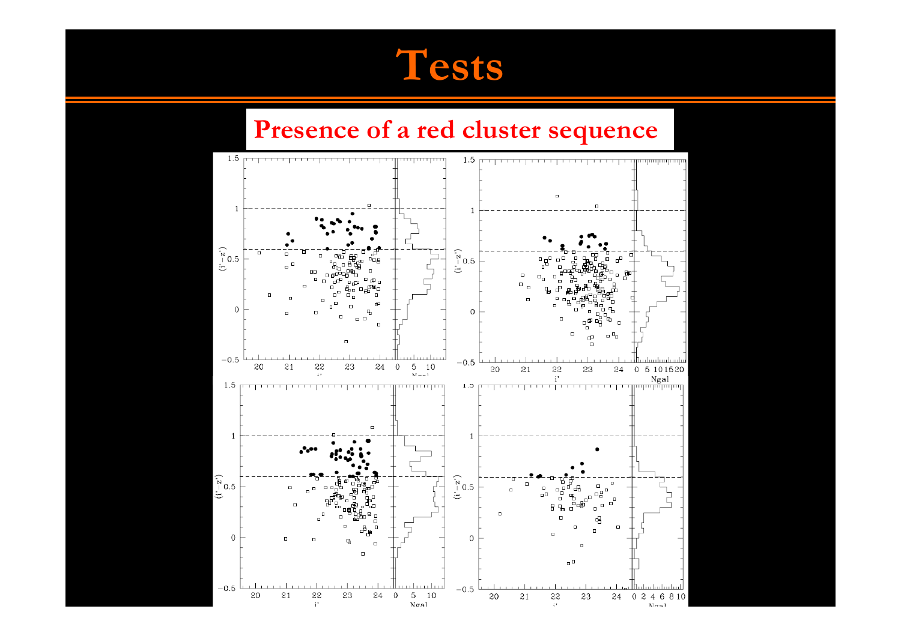# Tests

## Presence of a red cluster sequence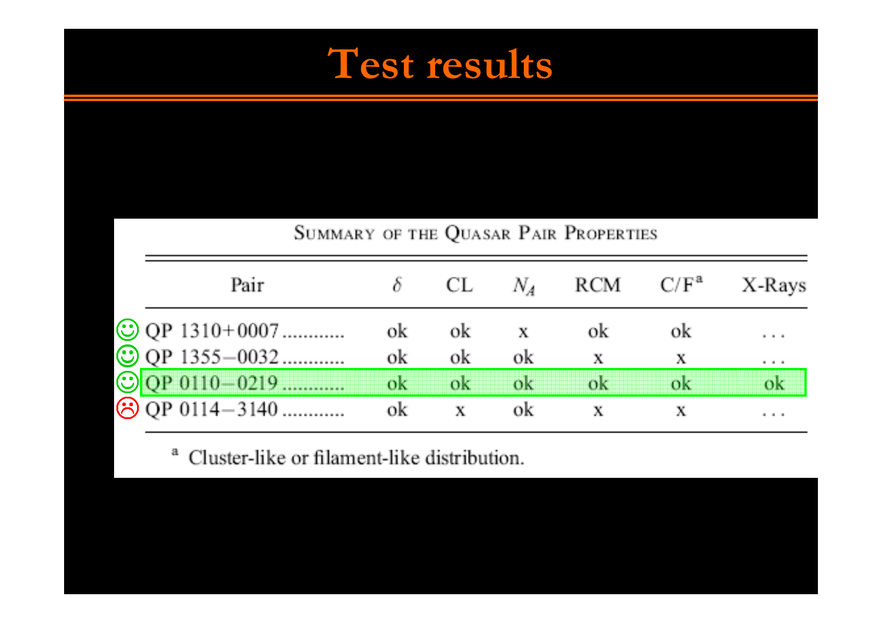# Test results

Summary of the Quasar Pair Properties

| Pair | $\delta$ | CL | $N_A$ | RCM | C/F[a] | X-Rays |
|---|---|---|---|---|---|---|
| QP 1310+0007 ............ | ok | ok | x | ok | ok | . . . |
| QP 1355−0032 ............ | ok | ok | ok | x | x | . . . |
| QP 0110−0219 ............ | ok | ok | ok | ok | ok | ok |
| QP 0114−3140 ............ | ok | x | ok | x | x | . . . |

[a] Cluster-like or filament-like distribution.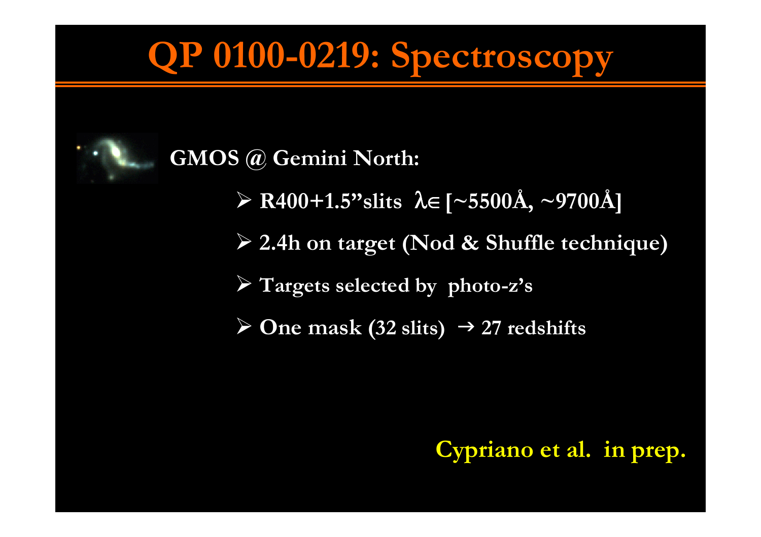# QP 0100-0219: Spectroscopy

**GMOS @ Gemini North:**

- **R400+1.5”slits $\lambda \in$ [~5500Å, ~9700Å]**
- **2.4h on target (Nod & Shuffle technique)**
- **Targets selected by photo-z’s**
- **One mask (32 slits) → 27 redshifts**

**Cypriano et al. in prep.**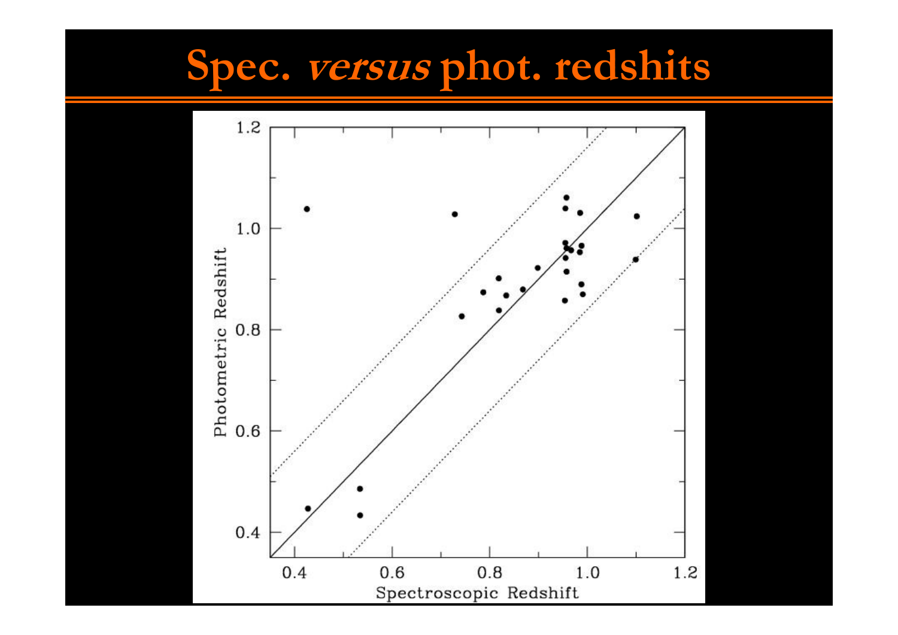# Spec. *versus* phot. redshits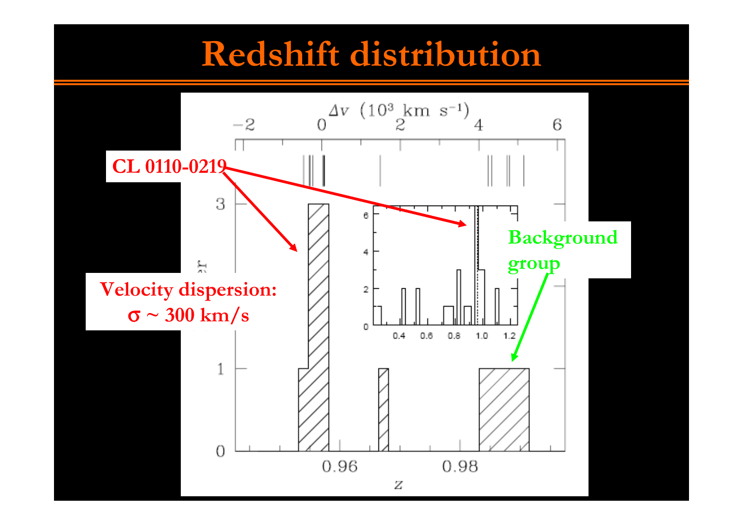# Redshift distribution

CL 0110-0219

Velocity dispersion: $\sigma \sim 300$ km/s

Background group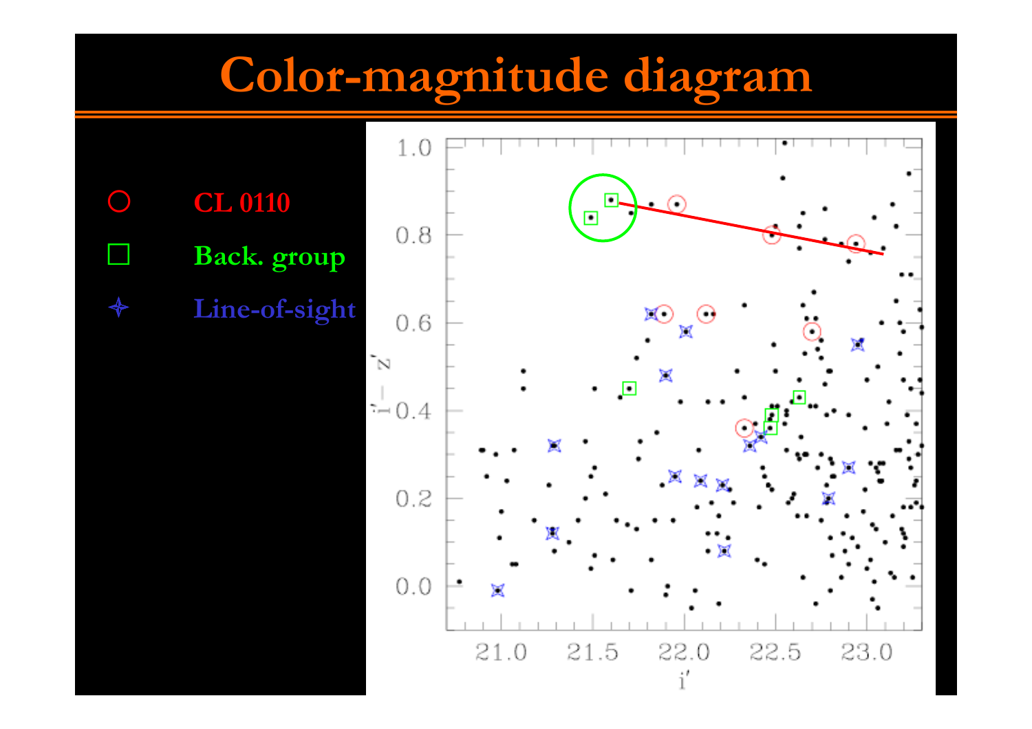# Color-magnitude diagram

- ○ CL 0110
- □ Back. group
- ✧ Line-of-sight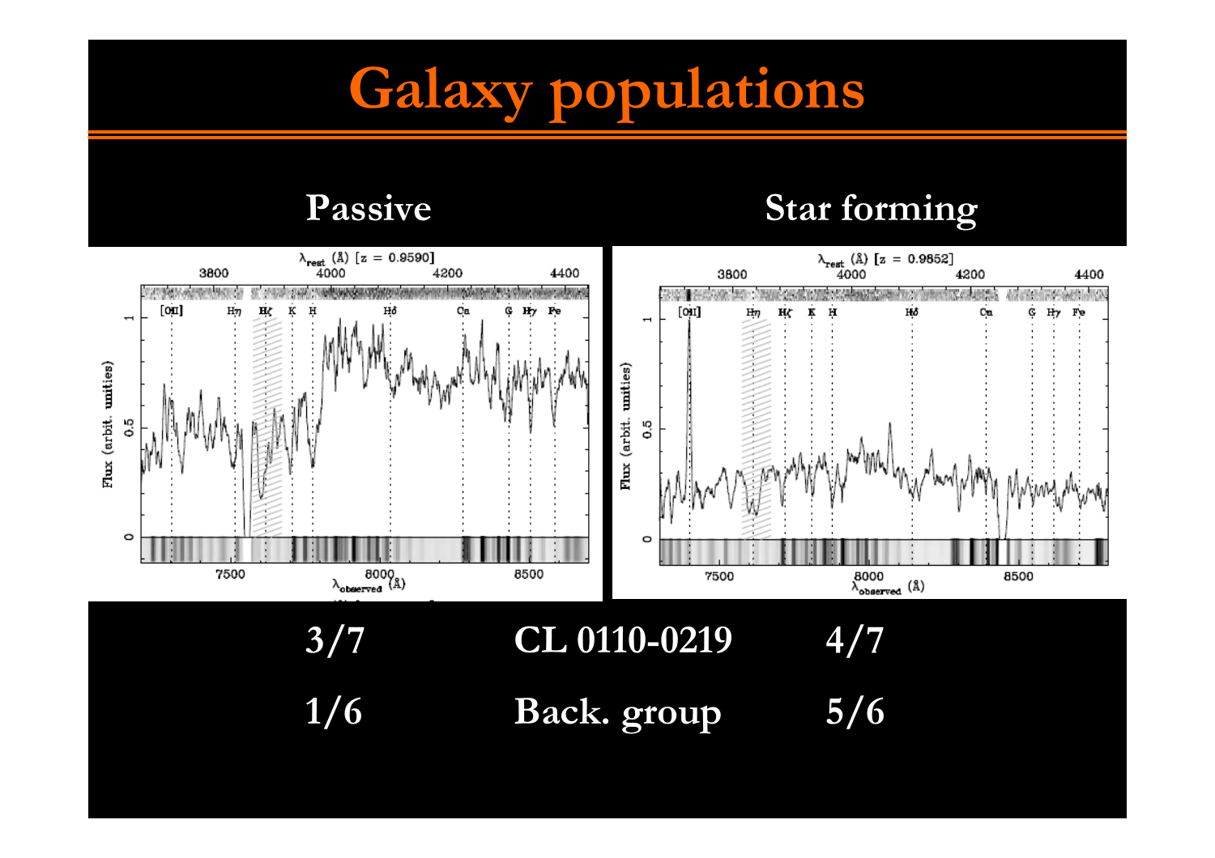# Galaxy populations

| Passive | | Star forming |
| --- | --- | --- |
| 3/7 | CL 0110-0219 | 4/7 |
| 1/6 | Back. group | 5/6 |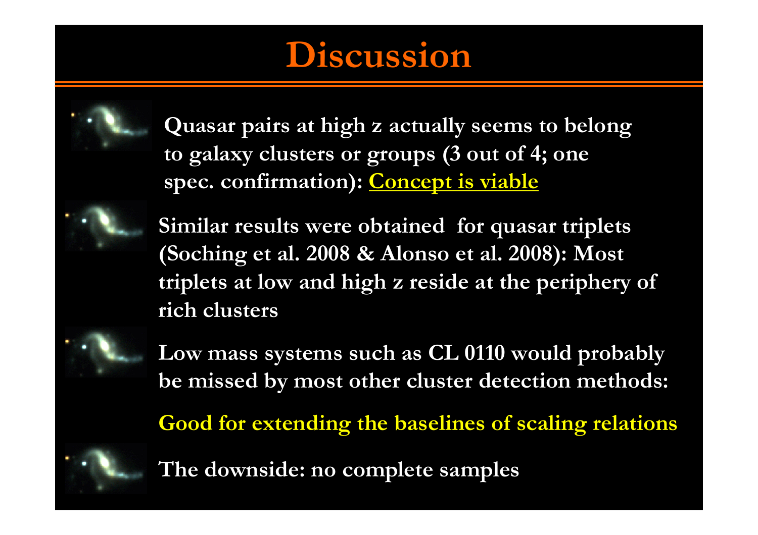# Discussion

- Quasar pairs at high z actually seems to belong to galaxy clusters or groups (3 out of 4; one spec. confirmation): Concept is viable
- Similar results were obtained for quasar triplets (Soching et al. 2008 & Alonso et al. 2008): Most triplets at low and high z reside at the periphery of rich clusters
- Low mass systems such as CL 0110 would probably be missed by most other cluster detection methods:

  Good for extending the baselines of scaling relations
- The downside: no complete samples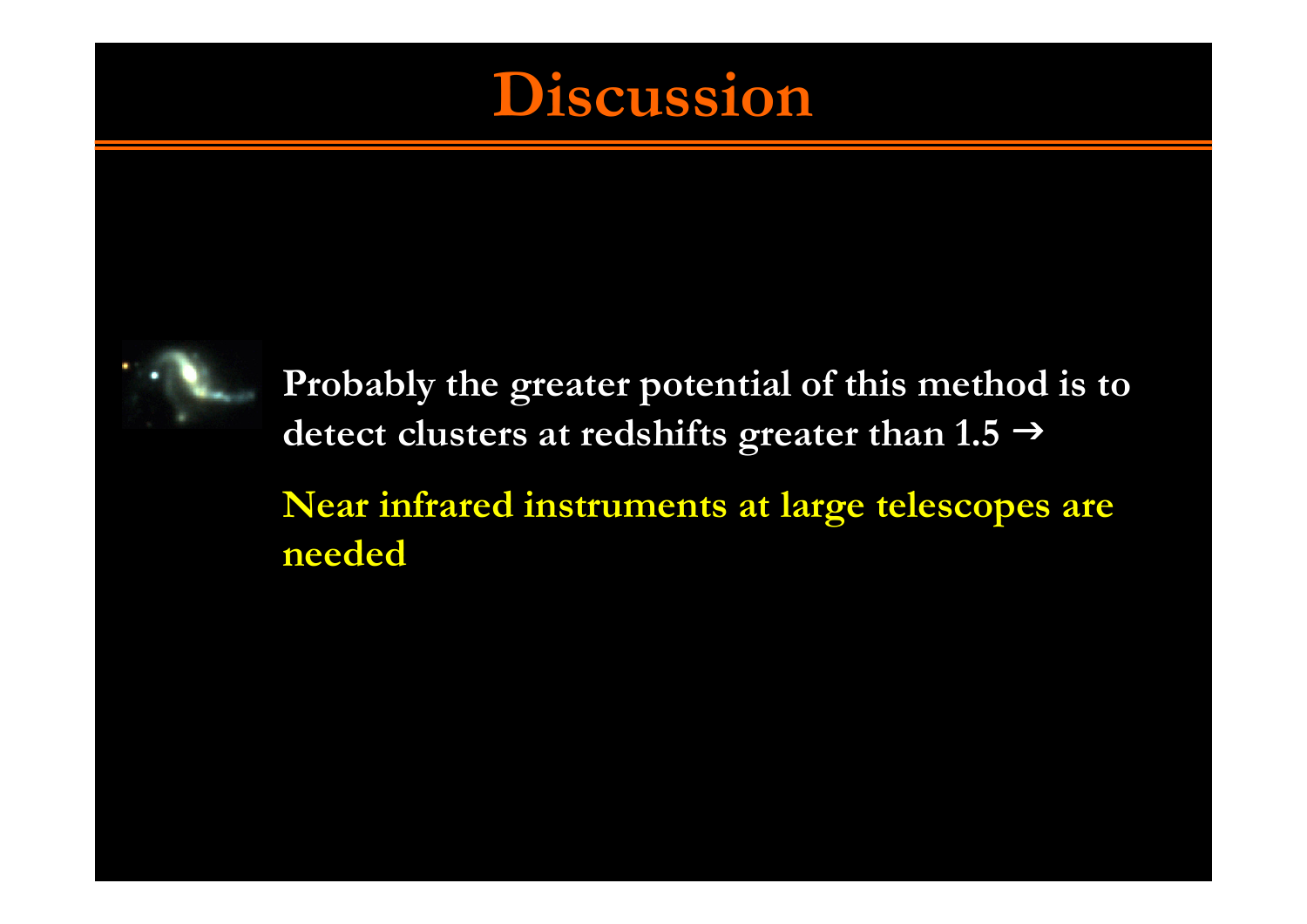# Discussion

Probably the greater potential of this method is to detect clusters at redshifts greater than 1.5 →

Near infrared instruments at large telescopes are needed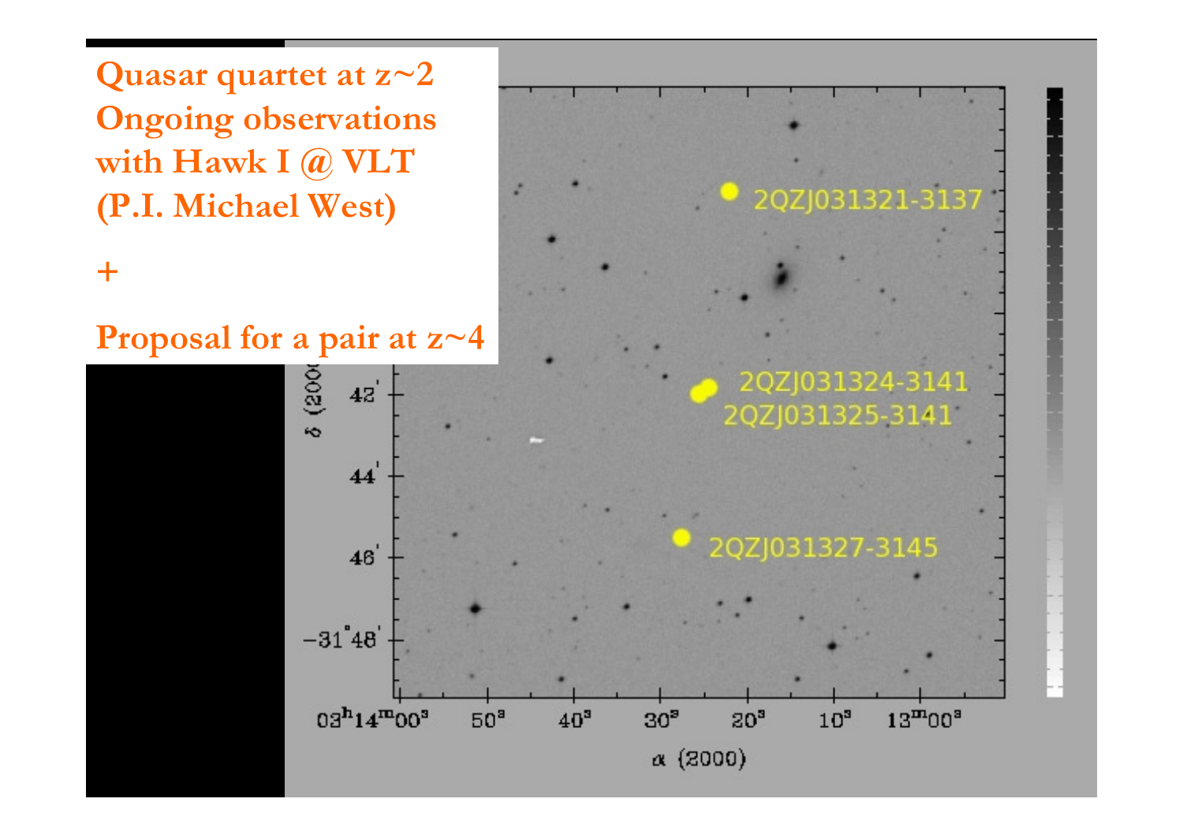**Quasar quartet at z~2**
**Ongoing observations with Hawk I @ VLT**
**(P.I. Michael West)**

**+**

**Proposal for a pair at z~4**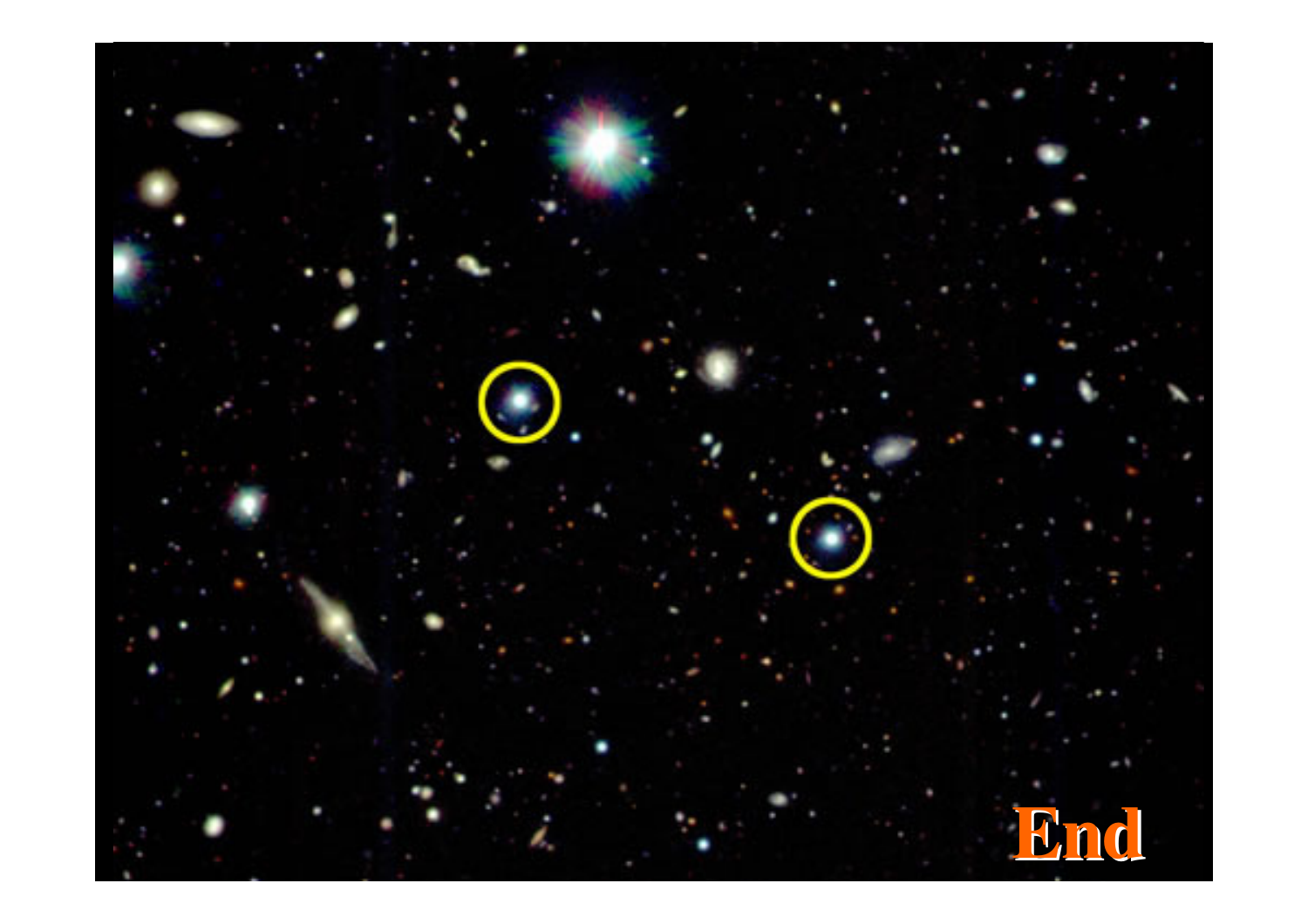End